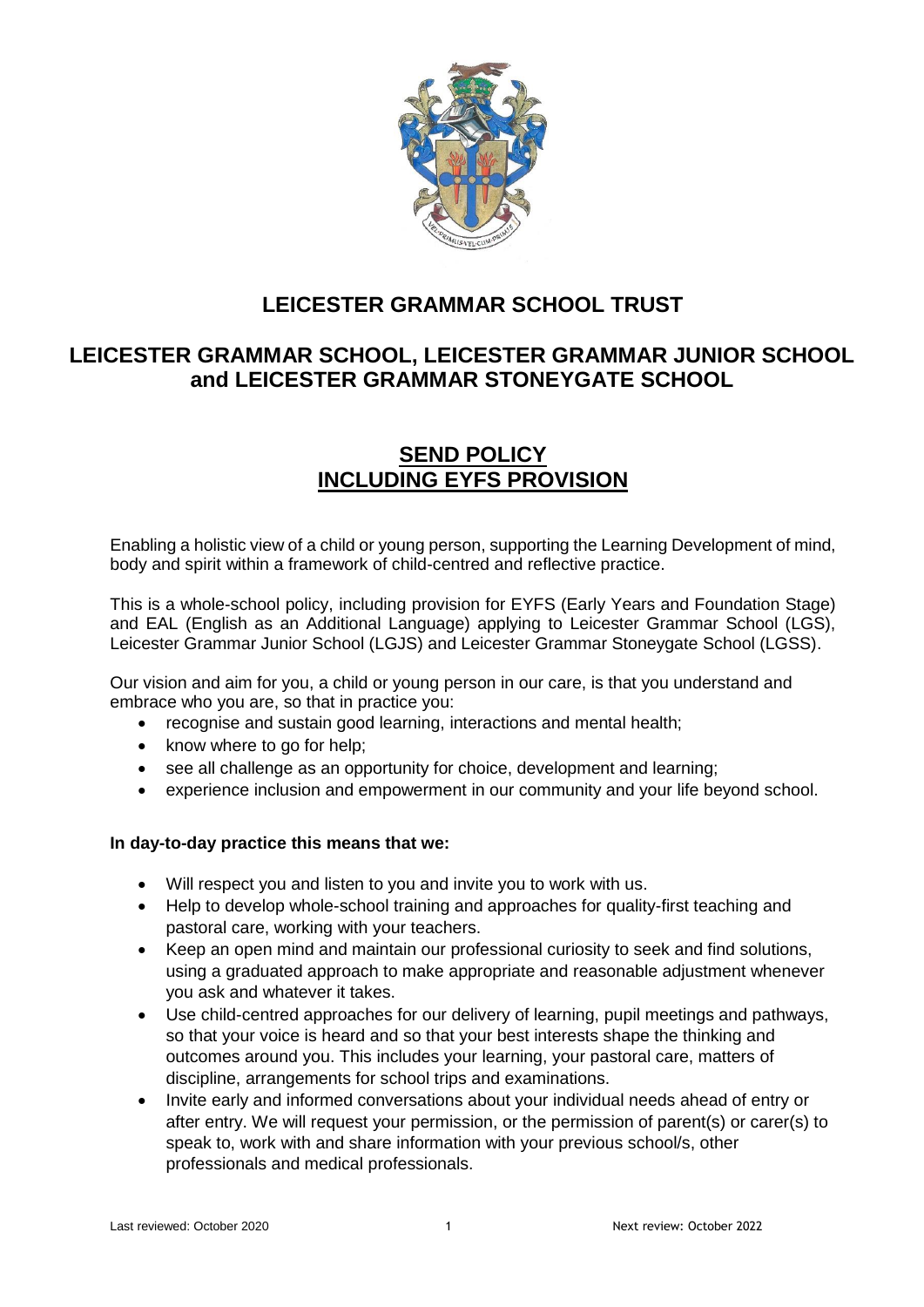# LEICESTER GRAMMAR SCHOOL TRUST

## LEICESTER GRAMMAR SCHOOL, LEICESTER GRAMMAR JUNIOR SCHOOL and LEICESTER GRAMMAR STONEYGATE SCHOOL

## SEND POLICY INCLUDING EYFS PROVISION

Enabling a holistic view of a child or young person, supporting the Learning Development of mind, body and spirit within a framework of child-centred and reflective practice.

This is a whole-school policy, including provision for EYFS (Early Years and Foundation Stage) and EAL (English as an Additional Language) applying to Leicester Grammar School (LGS), Leicester Grammar Junior School (LGJS) and Leicester Grammar Stoneygate School (LGSS).

Our vision and aim for you, a child or young person in our care, is that you understand and embrace who you are, so that in practice you:

- recognise and sustain good learning, interactions and mental health;
- know where to go for help;
- see all challenge as an opportunity for choice, development and learning;
- experience inclusion and empowerment in our community and your life beyond school.

**In day-to-day practice this means that we:**

- Will respect you and listen to you and invite you to work with us.
- Help to develop whole-school training and approaches for quality-first teaching and pastoral care, working with your teachers.
- Keep an open mind and maintain our professional curiosity to seek and find solutions, using a graduated approach to make appropriate and reasonable adjustment whenever you ask and whatever it takes.
- Use child-centred approaches for our delivery of learning, pupil meetings and pathways, so that your voice is heard and so that your best interests shape the thinking and outcomes around you. This includes your learning, your pastoral care, matters of discipline, arrangements for school trips and examinations.
- Invite early and informed conversations about your individual needs ahead of entry or after entry. We will request your permission, or the permission of parent(s) or carer(s) to speak to, work with and share information with your previous school/s, other professionals and medical professionals.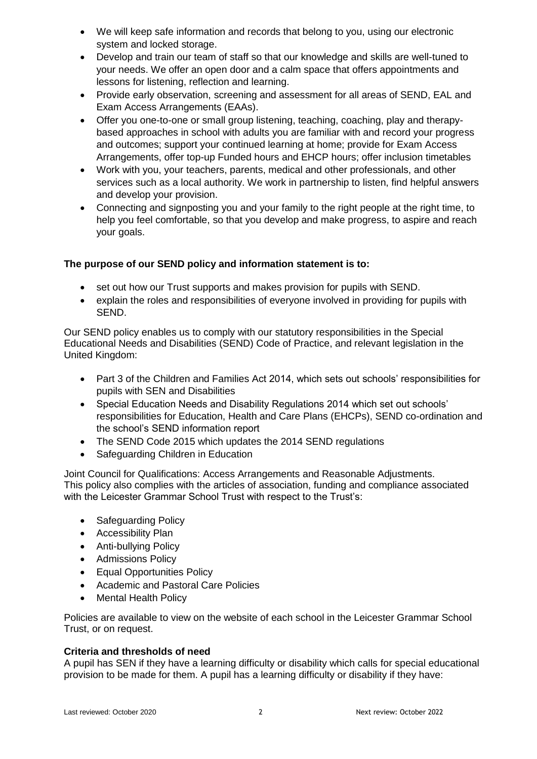- We will keep safe information and records that belong to you, using our electronic system and locked storage.
- Develop and train our team of staff so that our knowledge and skills are well-tuned to your needs. We offer an open door and a calm space that offers appointments and lessons for listening, reflection and learning.
- Provide early observation, screening and assessment for all areas of SEND, EAL and Exam Access Arrangements (EAAs).
- Offer you one-to-one or small group listening, teaching, coaching, play and therapy-based approaches in school with adults you are familiar with and record your progress and outcomes; support your continued learning at home; provide for Exam Access Arrangements, offer top-up Funded hours and EHCP hours; offer inclusion timetables
- Work with you, your teachers, parents, medical and other professionals, and other services such as a local authority. We work in partnership to listen, find helpful answers and develop your provision.
- Connecting and signposting you and your family to the right people at the right time, to help you feel comfortable, so that you develop and make progress, to aspire and reach your goals.

**The purpose of our SEND policy and information statement is to:**

- set out how our Trust supports and makes provision for pupils with SEND.
- explain the roles and responsibilities of everyone involved in providing for pupils with SEND.

Our SEND policy enables us to comply with our statutory responsibilities in the Special Educational Needs and Disabilities (SEND) Code of Practice, and relevant legislation in the United Kingdom:

- Part 3 of the Children and Families Act 2014, which sets out schools' responsibilities for pupils with SEN and Disabilities
- Special Education Needs and Disability Regulations 2014 which set out schools' responsibilities for Education, Health and Care Plans (EHCPs), SEND co-ordination and the school's SEND information report
- The SEND Code 2015 which updates the 2014 SEND regulations
- Safeguarding Children in Education

Joint Council for Qualifications: Access Arrangements and Reasonable Adjustments.
This policy also complies with the articles of association, funding and compliance associated with the Leicester Grammar School Trust with respect to the Trust's:

- Safeguarding Policy
- Accessibility Plan
- Anti-bullying Policy
- Admissions Policy
- Equal Opportunities Policy
- Academic and Pastoral Care Policies
- Mental Health Policy

Policies are available to view on the website of each school in the Leicester Grammar School Trust, or on request.

**Criteria and thresholds of need**

A pupil has SEN if they have a learning difficulty or disability which calls for special educational provision to be made for them. A pupil has a learning difficulty or disability if they have: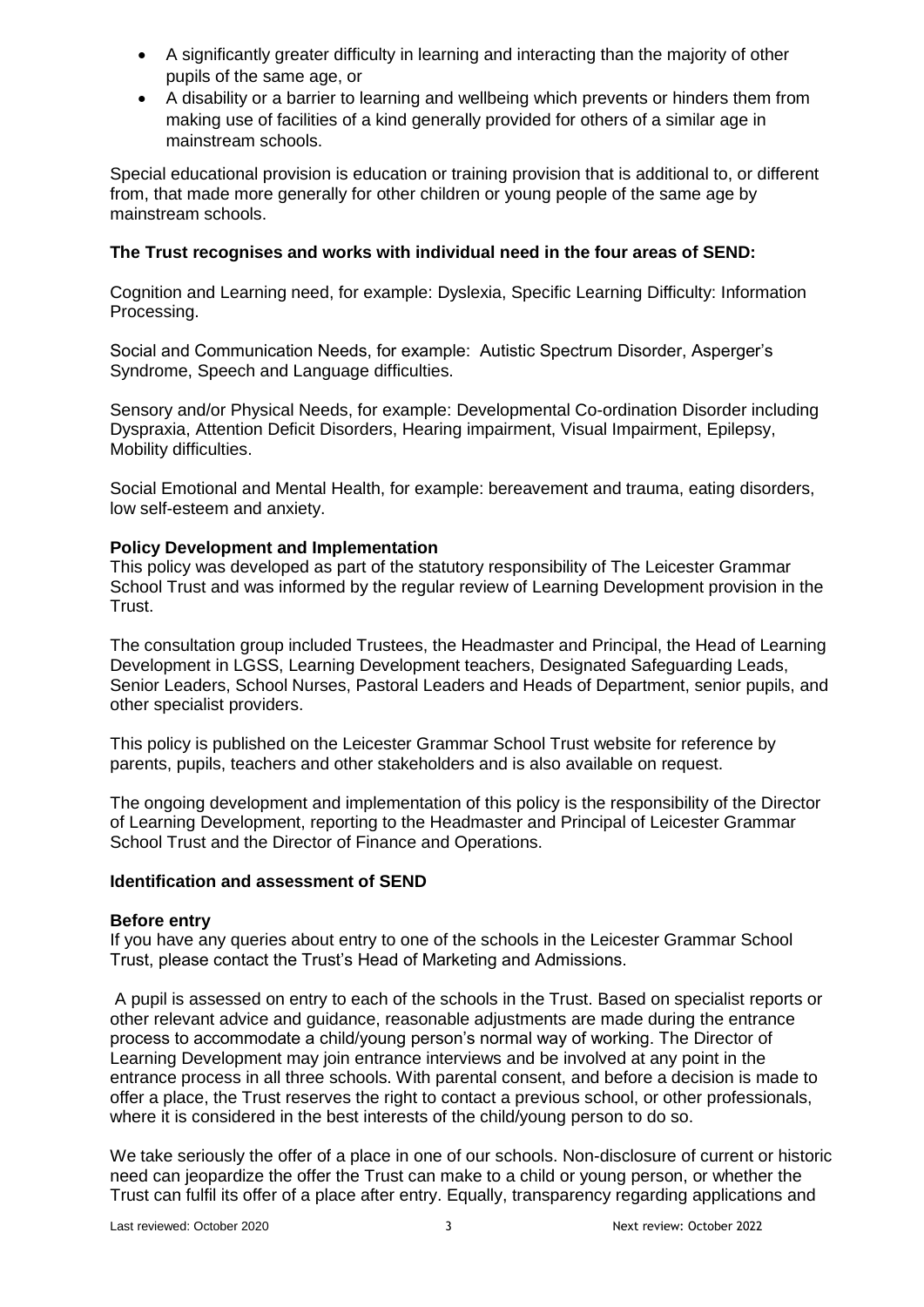- A significantly greater difficulty in learning and interacting than the majority of other pupils of the same age, or
- A disability or a barrier to learning and wellbeing which prevents or hinders them from making use of facilities of a kind generally provided for others of a similar age in mainstream schools.

Special educational provision is education or training provision that is additional to, or different from, that made more generally for other children or young people of the same age by mainstream schools.

**The Trust recognises and works with individual need in the four areas of SEND:**

Cognition and Learning need, for example: Dyslexia, Specific Learning Difficulty: Information Processing.

Social and Communication Needs, for example: Autistic Spectrum Disorder, Asperger's Syndrome, Speech and Language difficulties.

Sensory and/or Physical Needs, for example: Developmental Co-ordination Disorder including Dyspraxia, Attention Deficit Disorders, Hearing impairment, Visual Impairment, Epilepsy, Mobility difficulties.

Social Emotional and Mental Health, for example: bereavement and trauma, eating disorders, low self-esteem and anxiety.

**Policy Development and Implementation**

This policy was developed as part of the statutory responsibility of The Leicester Grammar School Trust and was informed by the regular review of Learning Development provision in the Trust.

The consultation group included Trustees, the Headmaster and Principal, the Head of Learning Development in LGSS, Learning Development teachers, Designated Safeguarding Leads, Senior Leaders, School Nurses, Pastoral Leaders and Heads of Department, senior pupils, and other specialist providers.

This policy is published on the Leicester Grammar School Trust website for reference by parents, pupils, teachers and other stakeholders and is also available on request.

The ongoing development and implementation of this policy is the responsibility of the Director of Learning Development, reporting to the Headmaster and Principal of Leicester Grammar School Trust and the Director of Finance and Operations.

**Identification and assessment of SEND**

**Before entry**

If you have any queries about entry to one of the schools in the Leicester Grammar School Trust, please contact the Trust's Head of Marketing and Admissions.

A pupil is assessed on entry to each of the schools in the Trust. Based on specialist reports or other relevant advice and guidance, reasonable adjustments are made during the entrance process to accommodate a child/young person's normal way of working. The Director of Learning Development may join entrance interviews and be involved at any point in the entrance process in all three schools. With parental consent, and before a decision is made to offer a place, the Trust reserves the right to contact a previous school, or other professionals, where it is considered in the best interests of the child/young person to do so.

We take seriously the offer of a place in one of our schools. Non-disclosure of current or historic need can jeopardize the offer the Trust can make to a child or young person, or whether the Trust can fulfil its offer of a place after entry. Equally, transparency regarding applications and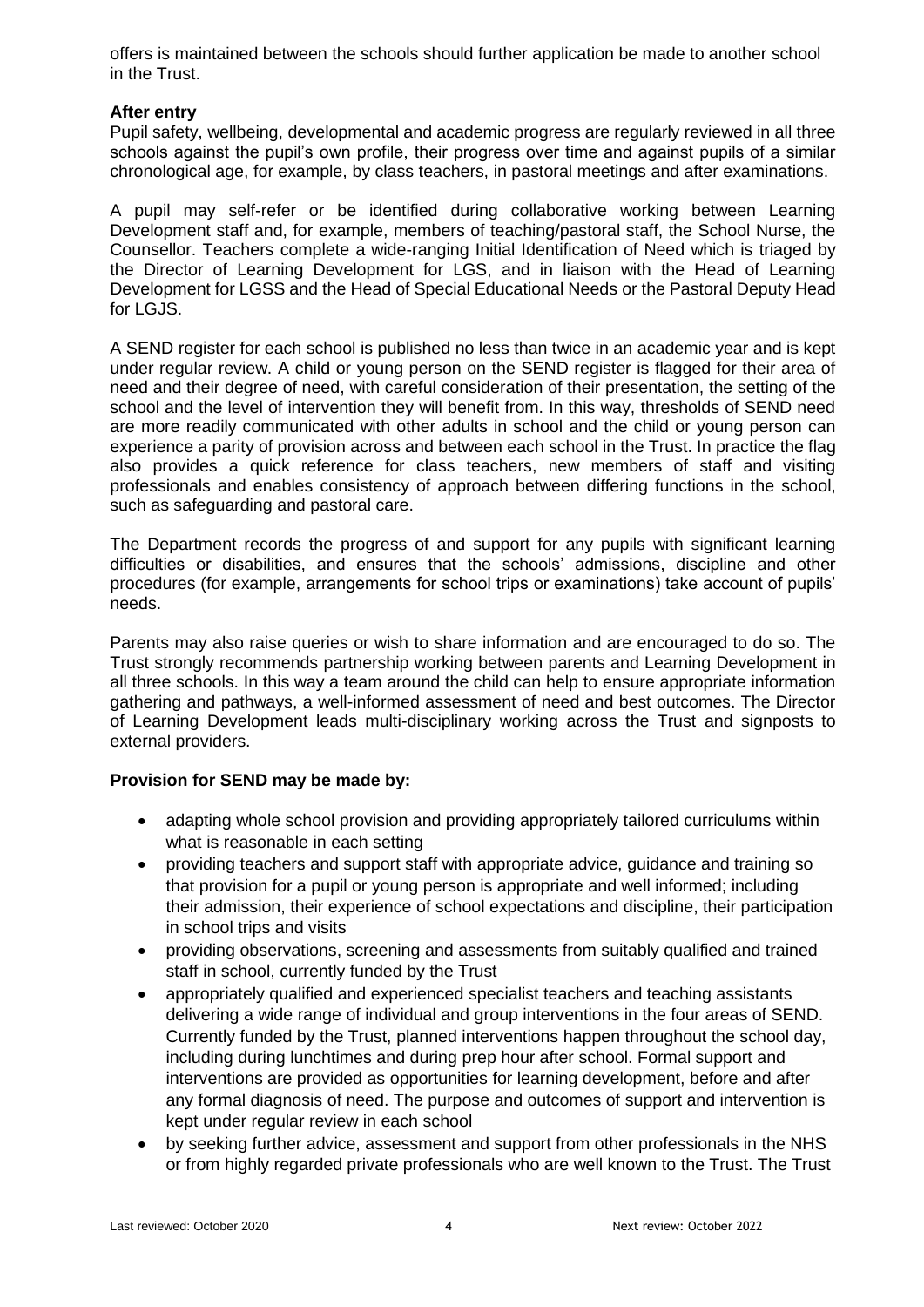offers is maintained between the schools should further application be made to another school in the Trust.

**After entry**

Pupil safety, wellbeing, developmental and academic progress are regularly reviewed in all three schools against the pupil's own profile, their progress over time and against pupils of a similar chronological age, for example, by class teachers, in pastoral meetings and after examinations.

A pupil may self-refer or be identified during collaborative working between Learning Development staff and, for example, members of teaching/pastoral staff, the School Nurse, the Counsellor. Teachers complete a wide-ranging Initial Identification of Need which is triaged by the Director of Learning Development for LGS, and in liaison with the Head of Learning Development for LGSS and the Head of Special Educational Needs or the Pastoral Deputy Head for LGJS.

A SEND register for each school is published no less than twice in an academic year and is kept under regular review. A child or young person on the SEND register is flagged for their area of need and their degree of need, with careful consideration of their presentation, the setting of the school and the level of intervention they will benefit from. In this way, thresholds of SEND need are more readily communicated with other adults in school and the child or young person can experience a parity of provision across and between each school in the Trust. In practice the flag also provides a quick reference for class teachers, new members of staff and visiting professionals and enables consistency of approach between differing functions in the school, such as safeguarding and pastoral care.

The Department records the progress of and support for any pupils with significant learning difficulties or disabilities, and ensures that the schools' admissions, discipline and other procedures (for example, arrangements for school trips or examinations) take account of pupils' needs.

Parents may also raise queries or wish to share information and are encouraged to do so. The Trust strongly recommends partnership working between parents and Learning Development in all three schools. In this way a team around the child can help to ensure appropriate information gathering and pathways, a well-informed assessment of need and best outcomes. The Director of Learning Development leads multi-disciplinary working across the Trust and signposts to external providers.

**Provision for SEND may be made by:**

- adapting whole school provision and providing appropriately tailored curriculums within what is reasonable in each setting
- providing teachers and support staff with appropriate advice, guidance and training so that provision for a pupil or young person is appropriate and well informed; including their admission, their experience of school expectations and discipline, their participation in school trips and visits
- providing observations, screening and assessments from suitably qualified and trained staff in school, currently funded by the Trust
- appropriately qualified and experienced specialist teachers and teaching assistants delivering a wide range of individual and group interventions in the four areas of SEND. Currently funded by the Trust, planned interventions happen throughout the school day, including during lunchtimes and during prep hour after school. Formal support and interventions are provided as opportunities for learning development, before and after any formal diagnosis of need. The purpose and outcomes of support and intervention is kept under regular review in each school
- by seeking further advice, assessment and support from other professionals in the NHS or from highly regarded private professionals who are well known to the Trust. The Trust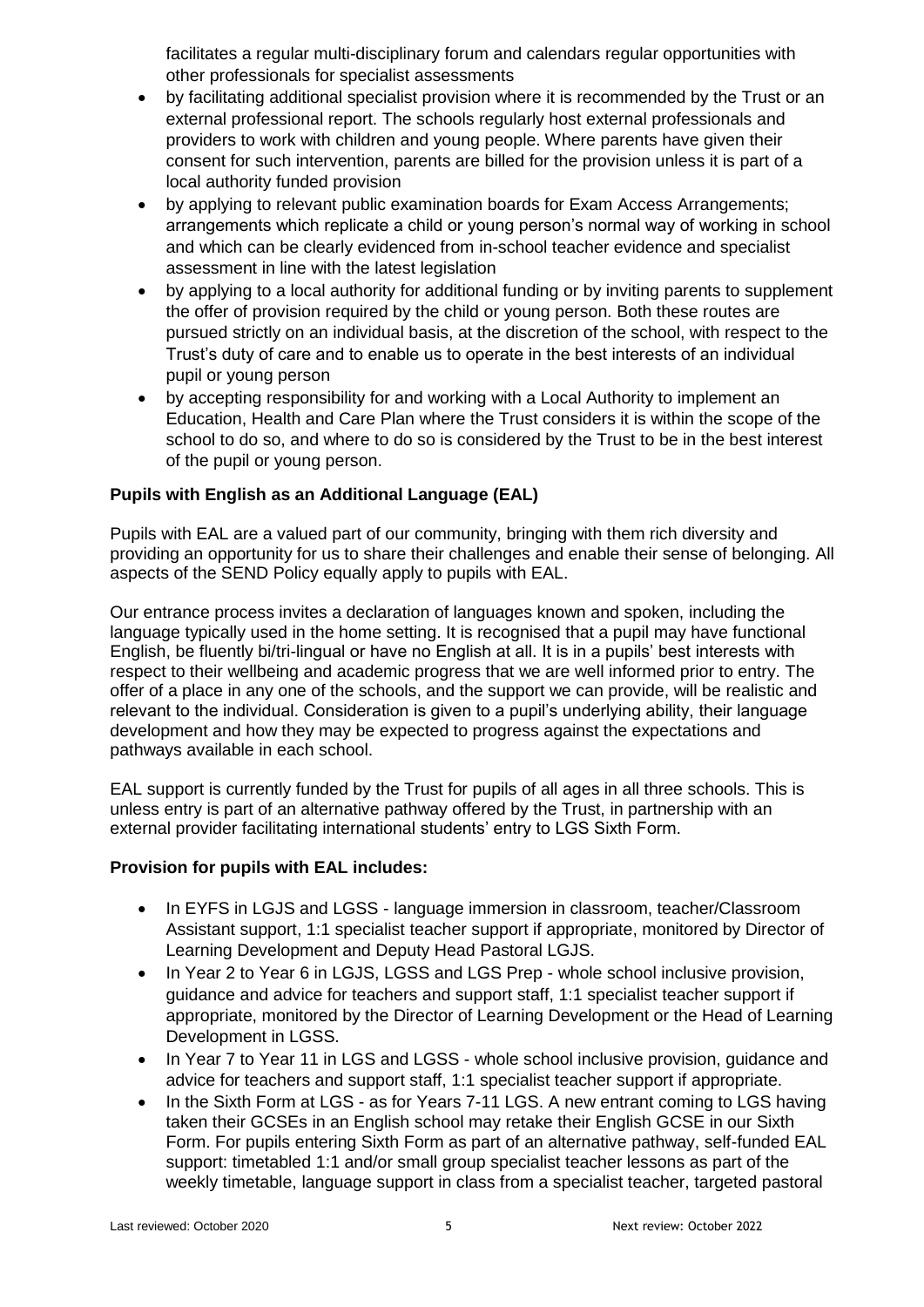facilitates a regular multi-disciplinary forum and calendars regular opportunities with other professionals for specialist assessments

- by facilitating additional specialist provision where it is recommended by the Trust or an external professional report. The schools regularly host external professionals and providers to work with children and young people. Where parents have given their consent for such intervention, parents are billed for the provision unless it is part of a local authority funded provision
- by applying to relevant public examination boards for Exam Access Arrangements; arrangements which replicate a child or young person's normal way of working in school and which can be clearly evidenced from in-school teacher evidence and specialist assessment in line with the latest legislation
- by applying to a local authority for additional funding or by inviting parents to supplement the offer of provision required by the child or young person. Both these routes are pursued strictly on an individual basis, at the discretion of the school, with respect to the Trust's duty of care and to enable us to operate in the best interests of an individual pupil or young person
- by accepting responsibility for and working with a Local Authority to implement an Education, Health and Care Plan where the Trust considers it is within the scope of the school to do so, and where to do so is considered by the Trust to be in the best interest of the pupil or young person.

**Pupils with English as an Additional Language (EAL)**

Pupils with EAL are a valued part of our community, bringing with them rich diversity and providing an opportunity for us to share their challenges and enable their sense of belonging. All aspects of the SEND Policy equally apply to pupils with EAL.

Our entrance process invites a declaration of languages known and spoken, including the language typically used in the home setting. It is recognised that a pupil may have functional English, be fluently bi/tri-lingual or have no English at all. It is in a pupils' best interests with respect to their wellbeing and academic progress that we are well informed prior to entry. The offer of a place in any one of the schools, and the support we can provide, will be realistic and relevant to the individual. Consideration is given to a pupil's underlying ability, their language development and how they may be expected to progress against the expectations and pathways available in each school.

EAL support is currently funded by the Trust for pupils of all ages in all three schools. This is unless entry is part of an alternative pathway offered by the Trust, in partnership with an external provider facilitating international students' entry to LGS Sixth Form.

**Provision for pupils with EAL includes:**

- In EYFS in LGJS and LGSS - language immersion in classroom, teacher/Classroom Assistant support, 1:1 specialist teacher support if appropriate, monitored by Director of Learning Development and Deputy Head Pastoral LGJS.
- In Year 2 to Year 6 in LGJS, LGSS and LGS Prep - whole school inclusive provision, guidance and advice for teachers and support staff, 1:1 specialist teacher support if appropriate, monitored by the Director of Learning Development or the Head of Learning Development in LGSS.
- In Year 7 to Year 11 in LGS and LGSS - whole school inclusive provision, guidance and advice for teachers and support staff, 1:1 specialist teacher support if appropriate.
- In the Sixth Form at LGS - as for Years 7-11 LGS. A new entrant coming to LGS having taken their GCSEs in an English school may retake their English GCSE in our Sixth Form. For pupils entering Sixth Form as part of an alternative pathway, self-funded EAL support: timetabled 1:1 and/or small group specialist teacher lessons as part of the weekly timetable, language support in class from a specialist teacher, targeted pastoral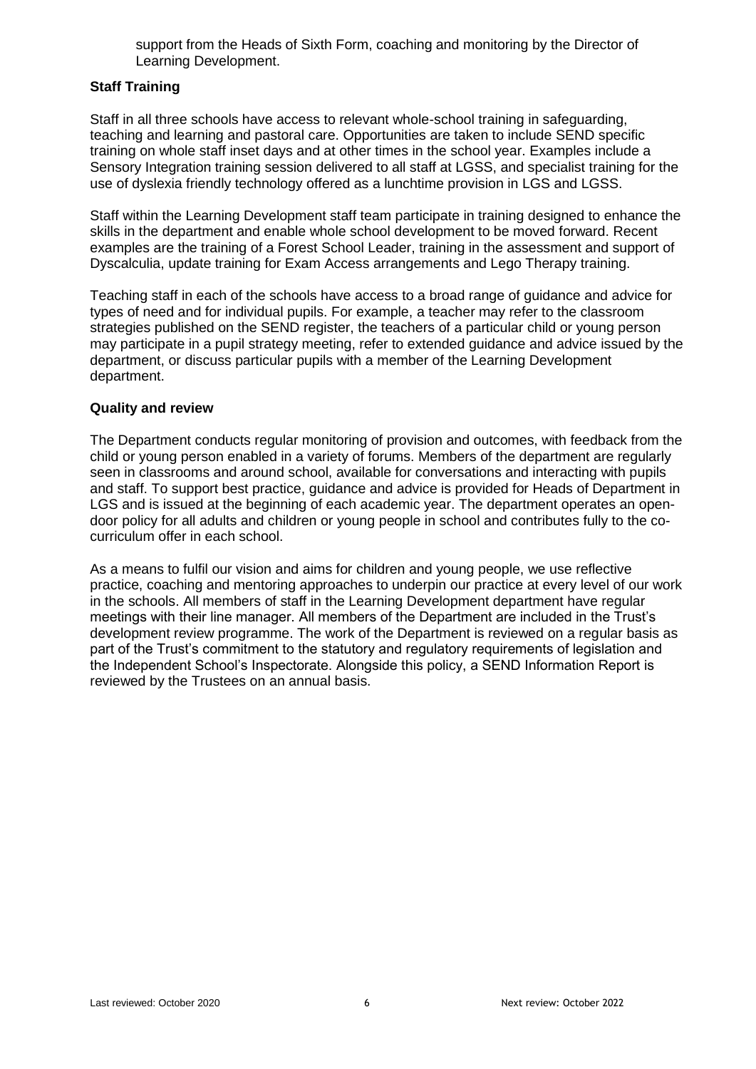support from the Heads of Sixth Form, coaching and monitoring by the Director of Learning Development.

**Staff Training**

Staff in all three schools have access to relevant whole-school training in safeguarding, teaching and learning and pastoral care. Opportunities are taken to include SEND specific training on whole staff inset days and at other times in the school year. Examples include a Sensory Integration training session delivered to all staff at LGSS, and specialist training for the use of dyslexia friendly technology offered as a lunchtime provision in LGS and LGSS.

Staff within the Learning Development staff team participate in training designed to enhance the skills in the department and enable whole school development to be moved forward. Recent examples are the training of a Forest School Leader, training in the assessment and support of Dyscalculia, update training for Exam Access arrangements and Lego Therapy training.

Teaching staff in each of the schools have access to a broad range of guidance and advice for types of need and for individual pupils. For example, a teacher may refer to the classroom strategies published on the SEND register, the teachers of a particular child or young person may participate in a pupil strategy meeting, refer to extended guidance and advice issued by the department, or discuss particular pupils with a member of the Learning Development department.

**Quality and review**

The Department conducts regular monitoring of provision and outcomes, with feedback from the child or young person enabled in a variety of forums. Members of the department are regularly seen in classrooms and around school, available for conversations and interacting with pupils and staff. To support best practice, guidance and advice is provided for Heads of Department in LGS and is issued at the beginning of each academic year. The department operates an open-door policy for all adults and children or young people in school and contributes fully to the co-curriculum offer in each school.

As a means to fulfil our vision and aims for children and young people, we use reflective practice, coaching and mentoring approaches to underpin our practice at every level of our work in the schools. All members of staff in the Learning Development department have regular meetings with their line manager. All members of the Department are included in the Trust's development review programme. The work of the Department is reviewed on a regular basis as part of the Trust's commitment to the statutory and regulatory requirements of legislation and the Independent School's Inspectorate. Alongside this policy, a SEND Information Report is reviewed by the Trustees on an annual basis.